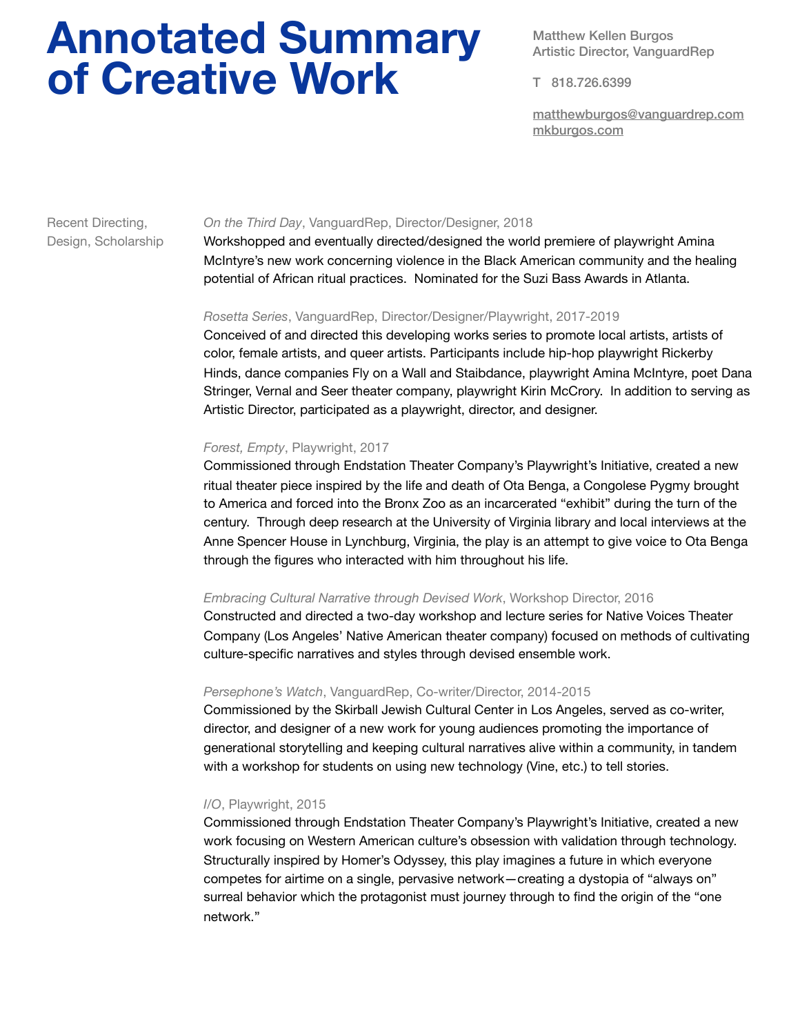# Annotated Summary of Creative Work

Matthew Kellen Burgos
Artistic Director, VanguardRep

T 818.726.6399

matthewburgos@vanguardrep.com
mkburgos.com

## Recent Directing, Design, Scholarship

*On the Third Day*, VanguardRep, Director/Designer, 2018

Workshopped and eventually directed/designed the world premiere of playwright Amina McIntyre's new work concerning violence in the Black American community and the healing potential of African ritual practices. Nominated for the Suzi Bass Awards in Atlanta.

*Rosetta Series*, VanguardRep, Director/Designer/Playwright, 2017-2019

Conceived of and directed this developing works series to promote local artists, artists of color, female artists, and queer artists. Participants include hip-hop playwright Rickerby Hinds, dance companies Fly on a Wall and Staibdance, playwright Amina McIntyre, poet Dana Stringer, Vernal and Seer theater company, playwright Kirin McCrory. In addition to serving as Artistic Director, participated as a playwright, director, and designer.

*Forest, Empty*, Playwright, 2017

Commissioned through Endstation Theater Company's Playwright's Initiative, created a new ritual theater piece inspired by the life and death of Ota Benga, a Congolese Pygmy brought to America and forced into the Bronx Zoo as an incarcerated "exhibit" during the turn of the century. Through deep research at the University of Virginia library and local interviews at the Anne Spencer House in Lynchburg, Virginia, the play is an attempt to give voice to Ota Benga through the figures who interacted with him throughout his life.

*Embracing Cultural Narrative through Devised Work*, Workshop Director, 2016

Constructed and directed a two-day workshop and lecture series for Native Voices Theater Company (Los Angeles' Native American theater company) focused on methods of cultivating culture-specific narratives and styles through devised ensemble work.

*Persephone's Watch*, VanguardRep, Co-writer/Director, 2014-2015

Commissioned by the Skirball Jewish Cultural Center in Los Angeles, served as co-writer, director, and designer of a new work for young audiences promoting the importance of generational storytelling and keeping cultural narratives alive within a community, in tandem with a workshop for students on using new technology (Vine, etc.) to tell stories.

*I/O*, Playwright, 2015

Commissioned through Endstation Theater Company's Playwright's Initiative, created a new work focusing on Western American culture's obsession with validation through technology. Structurally inspired by Homer's Odyssey, this play imagines a future in which everyone competes for airtime on a single, pervasive network—creating a dystopia of "always on" surreal behavior which the protagonist must journey through to find the origin of the "one network."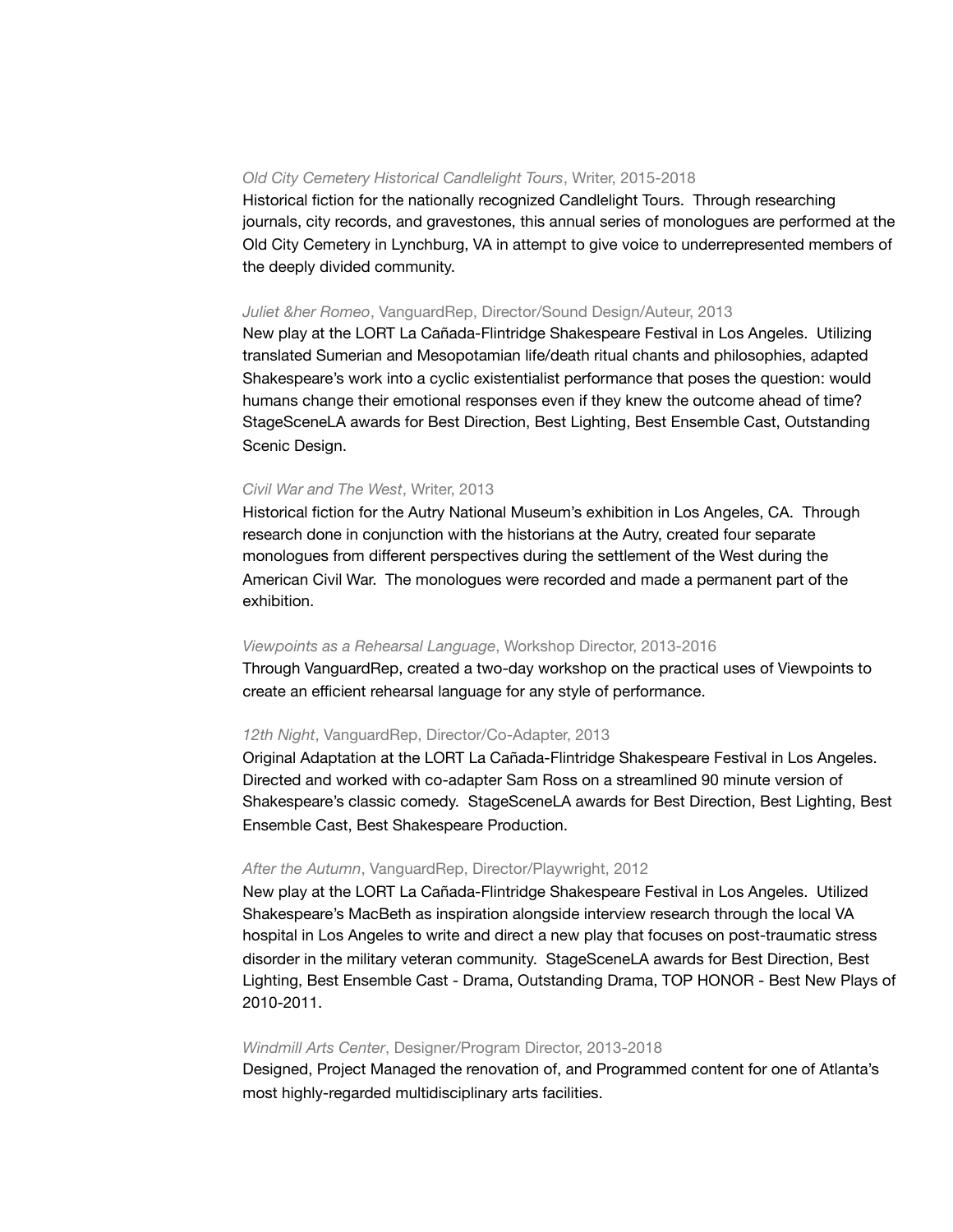*Old City Cemetery Historical Candlelight Tours*, Writer, 2015-2018

Historical fiction for the nationally recognized Candlelight Tours. Through researching journals, city records, and gravestones, this annual series of monologues are performed at the Old City Cemetery in Lynchburg, VA in attempt to give voice to underrepresented members of the deeply divided community.

*Juliet &her Romeo*, VanguardRep, Director/Sound Design/Auteur, 2013

New play at the LORT La Cañada-Flintridge Shakespeare Festival in Los Angeles. Utilizing translated Sumerian and Mesopotamian life/death ritual chants and philosophies, adapted Shakespeare's work into a cyclic existentialist performance that poses the question: would humans change their emotional responses even if they knew the outcome ahead of time? StageSceneLA awards for Best Direction, Best Lighting, Best Ensemble Cast, Outstanding Scenic Design.

*Civil War and The West*, Writer, 2013

Historical fiction for the Autry National Museum's exhibition in Los Angeles, CA. Through research done in conjunction with the historians at the Autry, created four separate monologues from different perspectives during the settlement of the West during the American Civil War. The monologues were recorded and made a permanent part of the exhibition.

*Viewpoints as a Rehearsal Language*, Workshop Director, 2013-2016

Through VanguardRep, created a two-day workshop on the practical uses of Viewpoints to create an efficient rehearsal language for any style of performance.

*12th Night*, VanguardRep, Director/Co-Adapter, 2013

Original Adaptation at the LORT La Cañada-Flintridge Shakespeare Festival in Los Angeles. Directed and worked with co-adapter Sam Ross on a streamlined 90 minute version of Shakespeare's classic comedy. StageSceneLA awards for Best Direction, Best Lighting, Best Ensemble Cast, Best Shakespeare Production.

*After the Autumn*, VanguardRep, Director/Playwright, 2012

New play at the LORT La Cañada-Flintridge Shakespeare Festival in Los Angeles. Utilized Shakespeare's MacBeth as inspiration alongside interview research through the local VA hospital in Los Angeles to write and direct a new play that focuses on post-traumatic stress disorder in the military veteran community. StageSceneLA awards for Best Direction, Best Lighting, Best Ensemble Cast - Drama, Outstanding Drama, TOP HONOR - Best New Plays of 2010-2011.

*Windmill Arts Center*, Designer/Program Director, 2013-2018

Designed, Project Managed the renovation of, and Programmed content for one of Atlanta's most highly-regarded multidisciplinary arts facilities.